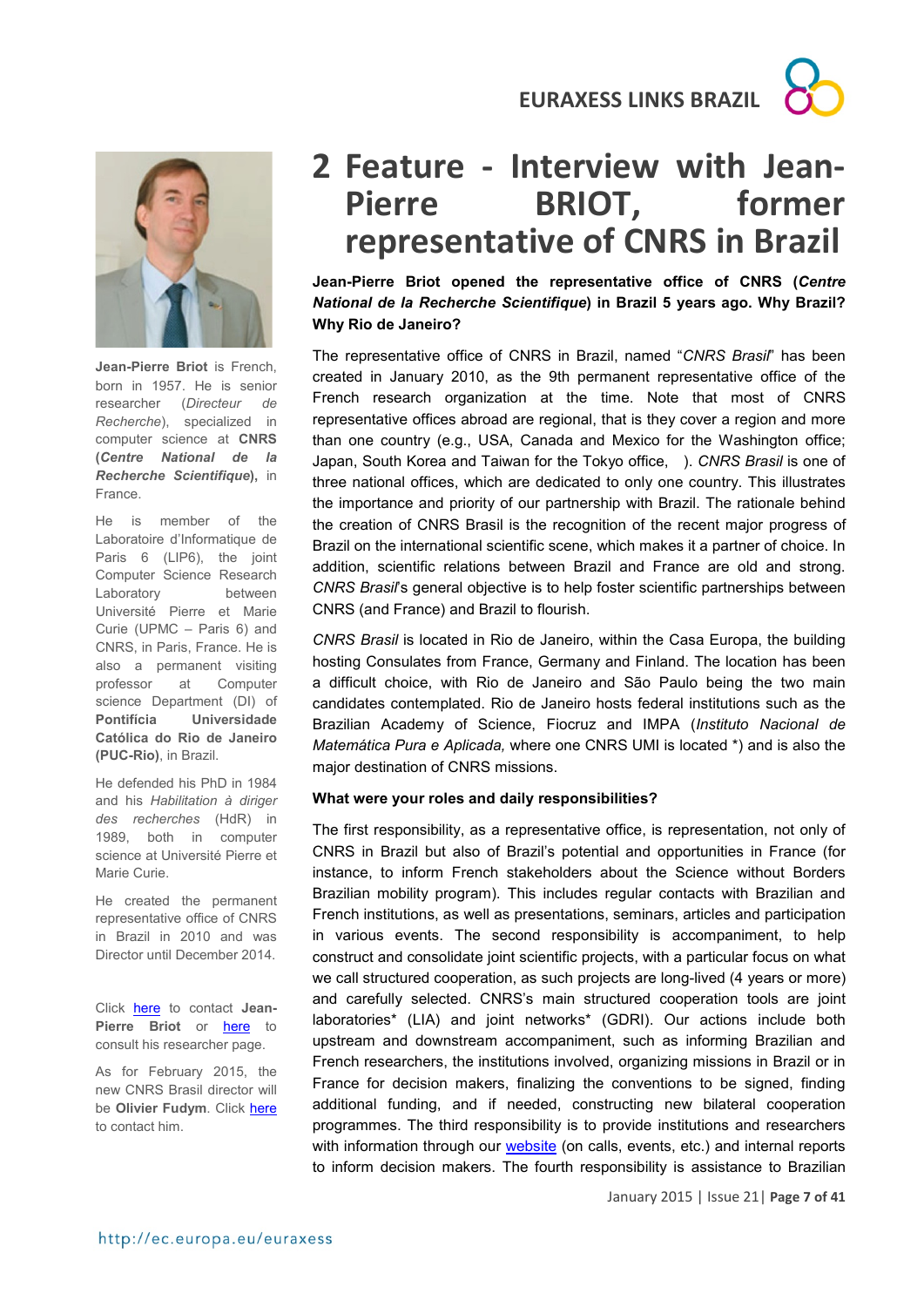# 2 Feature - Interview with Jean-Pierre BRIOT, former representative of CNRS in Brazil

**Jean-Pierre Briot** is French, born in 1957. He is senior researcher (*Directeur de Recherche*), specialized in computer science at **CNRS (*Centre National de la Recherche Scientifique*)**, in France.

He is member of the Laboratoire d'Informatique de Paris 6 (LIP6), the joint Computer Science Research Laboratory between Université Pierre et Marie Curie (UPMC – Paris 6) and CNRS, in Paris, France. He is also a permanent visiting professor at Computer science Department (DI) of **Pontifícia Universidade Católica do Rio de Janeiro (PUC-Rio)**, in Brazil.

He defended his PhD in 1984 and his *Habilitation à diriger des recherches* (HdR) in 1989, both in computer science at Université Pierre et Marie Curie.

He created the permanent representative office of CNRS in Brazil in 2010 and was Director until December 2014.

Click here to contact **Jean-Pierre Briot** or here to consult his researcher page.

As for February 2015, the new CNRS Brasil director will be **Olivier Fudym**. Click here to contact him.

**Jean-Pierre Briot opened the representative office of CNRS (*Centre National de la Recherche Scientifique*) in Brazil 5 years ago. Why Brazil? Why Rio de Janeiro?**

The representative office of CNRS in Brazil, named "*CNRS Brasil*" has been created in January 2010, as the 9th permanent representative office of the French research organization at the time. Note that most of CNRS representative offices abroad are regional, that is they cover a region and more than one country (e.g., USA, Canada and Mexico for the Washington office; Japan, South Korea and Taiwan for the Tokyo office, ). *CNRS Brasil* is one of three national offices, which are dedicated to only one country. This illustrates the importance and priority of our partnership with Brazil. The rationale behind the creation of CNRS Brasil is the recognition of the recent major progress of Brazil on the international scientific scene, which makes it a partner of choice. In addition, scientific relations between Brazil and France are old and strong. *CNRS Brasil*'s general objective is to help foster scientific partnerships between CNRS (and France) and Brazil to flourish.

*CNRS Brasil* is located in Rio de Janeiro, within the Casa Europa, the building hosting Consulates from France, Germany and Finland. The location has been a difficult choice, with Rio de Janeiro and São Paulo being the two main candidates contemplated. Rio de Janeiro hosts federal institutions such as the Brazilian Academy of Science, Fiocruz and IMPA (*Instituto Nacional de Matemática Pura e Aplicada,* where one CNRS UMI is located *) and is also the major destination of CNRS missions.

**What were your roles and daily responsibilities?**

The first responsibility, as a representative office, is representation, not only of CNRS in Brazil but also of Brazil's potential and opportunities in France (for instance, to inform French stakeholders about the Science without Borders Brazilian mobility program). This includes regular contacts with Brazilian and French institutions, as well as presentations, seminars, articles and participation in various events. The second responsibility is accompaniment, to help construct and consolidate joint scientific projects, with a particular focus on what we call structured cooperation, as such projects are long-lived (4 years or more) and carefully selected. CNRS's main structured cooperation tools are joint laboratories* (LIA) and joint networks* (GDRI). Our actions include both upstream and downstream accompaniment, such as informing Brazilian and French researchers, the institutions involved, organizing missions in Brazil or in France for decision makers, finalizing the conventions to be signed, finding additional funding, and if needed, constructing new bilateral cooperation programmes. The third responsibility is to provide institutions and researchers with information through our website (on calls, events, etc.) and internal reports to inform decision makers. The fourth responsibility is assistance to Brazilian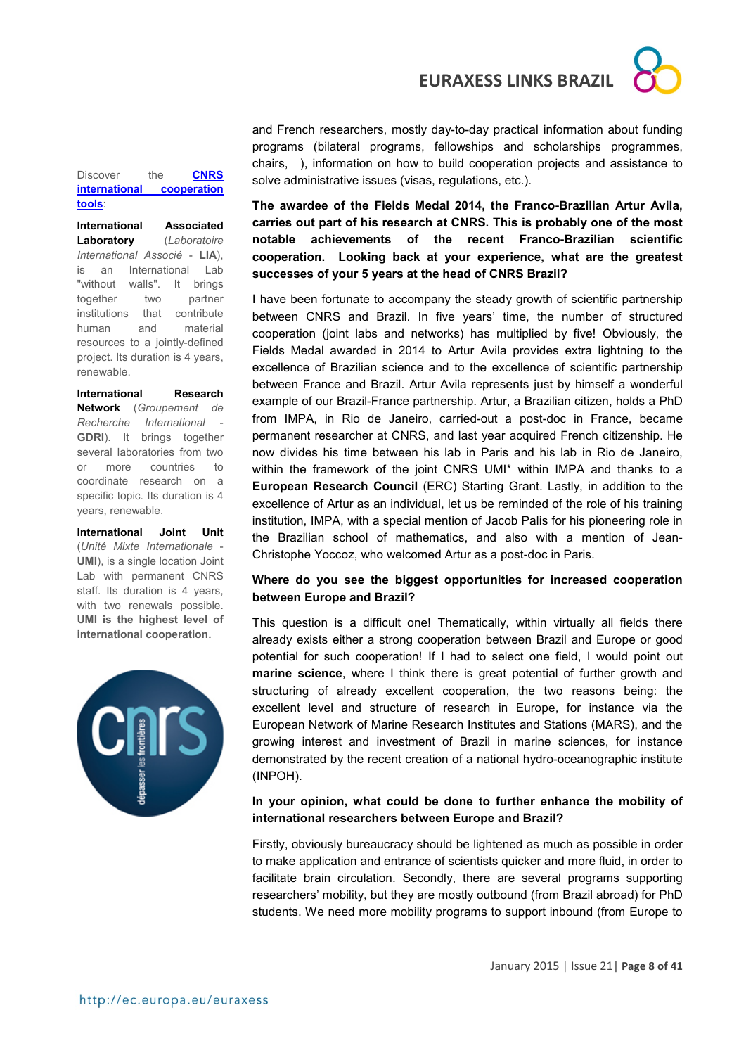and French researchers, mostly day-to-day practical information about funding programs (bilateral programs, fellowships and scholarships programmes, chairs, ), information on how to build cooperation projects and assistance to solve administrative issues (visas, regulations, etc.).

**The awardee of the Fields Medal 2014, the Franco-Brazilian Artur Avila, carries out part of his research at CNRS. This is probably one of the most notable achievements of the recent Franco-Brazilian scientific cooperation. Looking back at your experience, what are the greatest successes of your 5 years at the head of CNRS Brazil?**

I have been fortunate to accompany the steady growth of scientific partnership between CNRS and Brazil. In five years' time, the number of structured cooperation (joint labs and networks) has multiplied by five! Obviously, the Fields Medal awarded in 2014 to Artur Avila provides extra lightning to the excellence of Brazilian science and to the excellence of scientific partnership between France and Brazil. Artur Avila represents just by himself a wonderful example of our Brazil-France partnership. Artur, a Brazilian citizen, holds a PhD from IMPA, in Rio de Janeiro, carried-out a post-doc in France, became permanent researcher at CNRS, and last year acquired French citizenship. He now divides his time between his lab in Paris and his lab in Rio de Janeiro, within the framework of the joint CNRS UMI* within IMPA and thanks to a **European Research Council** (ERC) Starting Grant. Lastly, in addition to the excellence of Artur as an individual, let us be reminded of the role of his training institution, IMPA, with a special mention of Jacob Palis for his pioneering role in the Brazilian school of mathematics, and also with a mention of Jean-Christophe Yoccoz, who welcomed Artur as a post-doc in Paris.

**Where do you see the biggest opportunities for increased cooperation between Europe and Brazil?**

This question is a difficult one! Thematically, within virtually all fields there already exists either a strong cooperation between Brazil and Europe or good potential for such cooperation! If I had to select one field, I would point out **marine science**, where I think there is great potential of further growth and structuring of already excellent cooperation, the two reasons being: the excellent level and structure of research in Europe, for instance via the European Network of Marine Research Institutes and Stations (MARS), and the growing interest and investment of Brazil in marine sciences, for instance demonstrated by the recent creation of a national hydro-oceanographic institute (INPOH).

**In your opinion, what could be done to further enhance the mobility of international researchers between Europe and Brazil?**

Firstly, obviously bureaucracy should be lightened as much as possible in order to make application and entrance of scientists quicker and more fluid, in order to facilitate brain circulation. Secondly, there are several programs supporting researchers' mobility, but they are mostly outbound (from Brazil abroad) for PhD students. We need more mobility programs to support inbound (from Europe to

Discover the [CNRS international cooperation tools](#):

**International Associated Laboratory** (*Laboratoire International Associé* - **LIA**), is an International Lab "without walls". It brings together two partner institutions that contribute human and material resources to a jointly-defined project. Its duration is 4 years, renewable.

**International Research Network** (*Groupement de Recherche International* - **GDRI**). It brings together several laboratories from two or more countries to coordinate research on a specific topic. Its duration is 4 years, renewable.

**International Joint Unit** (*Unité Mixte Internationale* - **UMI**), is a single location Joint Lab with permanent CNRS staff. Its duration is 4 years, with two renewals possible. **UMI is the highest level of international cooperation.**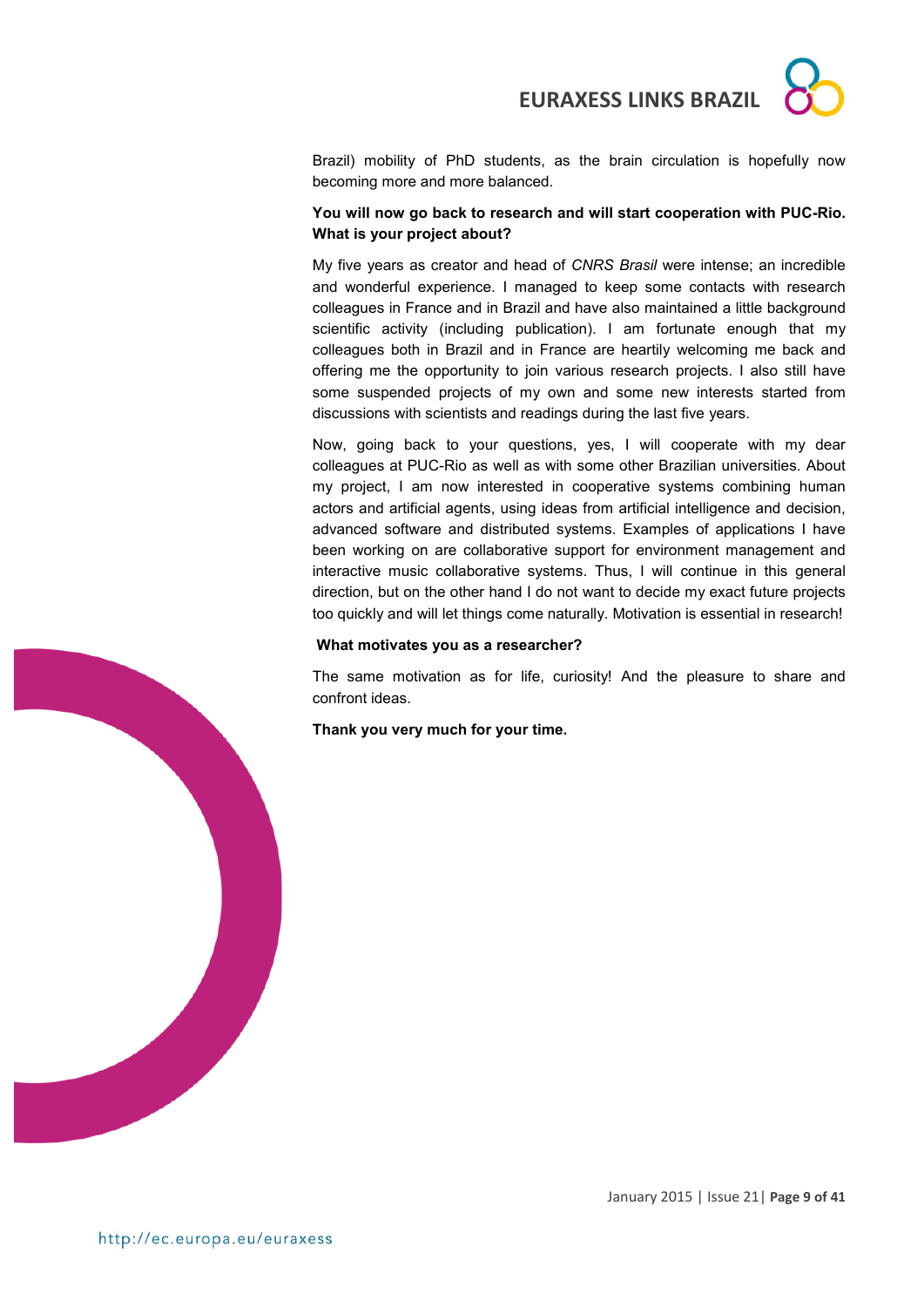Brazil) mobility of PhD students, as the brain circulation is hopefully now becoming more and more balanced.

**You will now go back to research and will start cooperation with PUC-Rio. What is your project about?**

My five years as creator and head of *CNRS Brasil* were intense; an incredible and wonderful experience. I managed to keep some contacts with research colleagues in France and in Brazil and have also maintained a little background scientific activity (including publication). I am fortunate enough that my colleagues both in Brazil and in France are heartily welcoming me back and offering me the opportunity to join various research projects. I also still have some suspended projects of my own and some new interests started from discussions with scientists and readings during the last five years.

Now, going back to your questions, yes, I will cooperate with my dear colleagues at PUC-Rio as well as with some other Brazilian universities. About my project, I am now interested in cooperative systems combining human actors and artificial agents, using ideas from artificial intelligence and decision, advanced software and distributed systems. Examples of applications I have been working on are collaborative support for environment management and interactive music collaborative systems. Thus, I will continue in this general direction, but on the other hand I do not want to decide my exact future projects too quickly and will let things come naturally. Motivation is essential in research!

**What motivates you as a researcher?**

The same motivation as for life, curiosity! And the pleasure to share and confront ideas.

**Thank you very much for your time.**